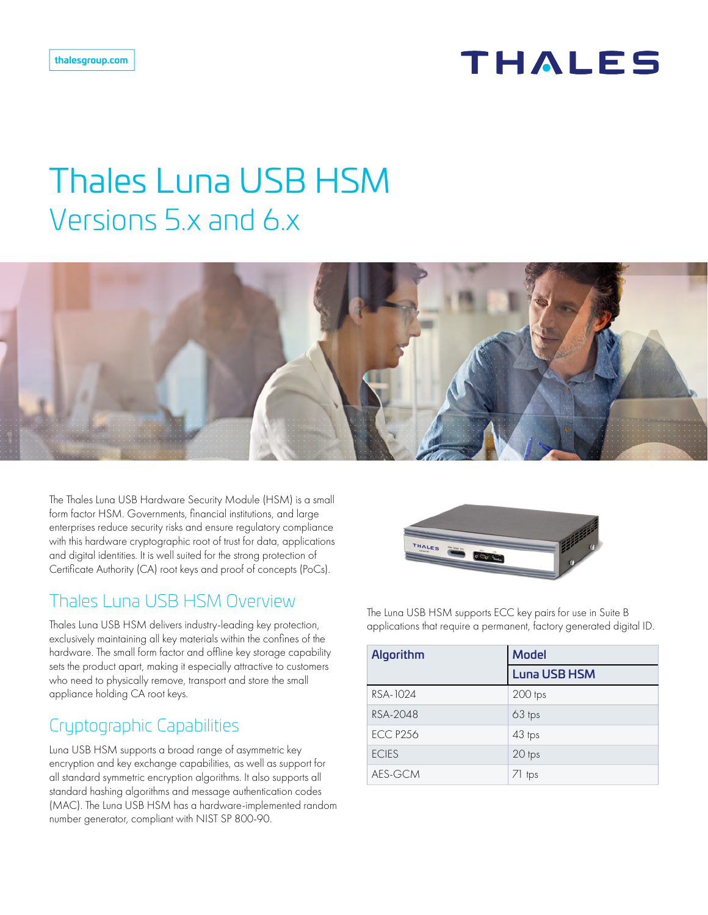thalesgroup.com

# Thales Luna USB HSM

## Versions 5.x and 6.x

The Thales Luna USB Hardware Security Module (HSM) is a small form factor HSM. Governments, financial institutions, and large enterprises reduce security risks and ensure regulatory compliance with this hardware cryptographic root of trust for data, applications and digital identities. It is well suited for the strong protection of Certificate Authority (CA) root keys and proof of concepts (PoCs).

## Thales Luna USB HSM Overview

Thales Luna USB HSM delivers industry-leading key protection, exclusively maintaining all key materials within the confines of the hardware. The small form factor and offline key storage capability sets the product apart, making it especially attractive to customers who need to physically remove, transport and store the small appliance holding CA root keys.

## Cryptographic Capabilities

Luna USB HSM supports a broad range of asymmetric key encryption and key exchange capabilities, as well as support for all standard symmetric encryption algorithms. It also supports all standard hashing algorithms and message authentication codes (MAC). The Luna USB HSM has a hardware-implemented random number generator, compliant with NIST SP 800-90.

The Luna USB HSM supports ECC key pairs for use in Suite B applications that require a permanent, factory generated digital ID.

| Algorithm | Model |
|---|---|
| | **Luna USB HSM** |
| RSA-1024 | 200 tps |
| RSA-2048 | 63 tps |
| ECC P256 | 43 tps |
| ECIES | 20 tps |
| AES-GCM | 71 tps |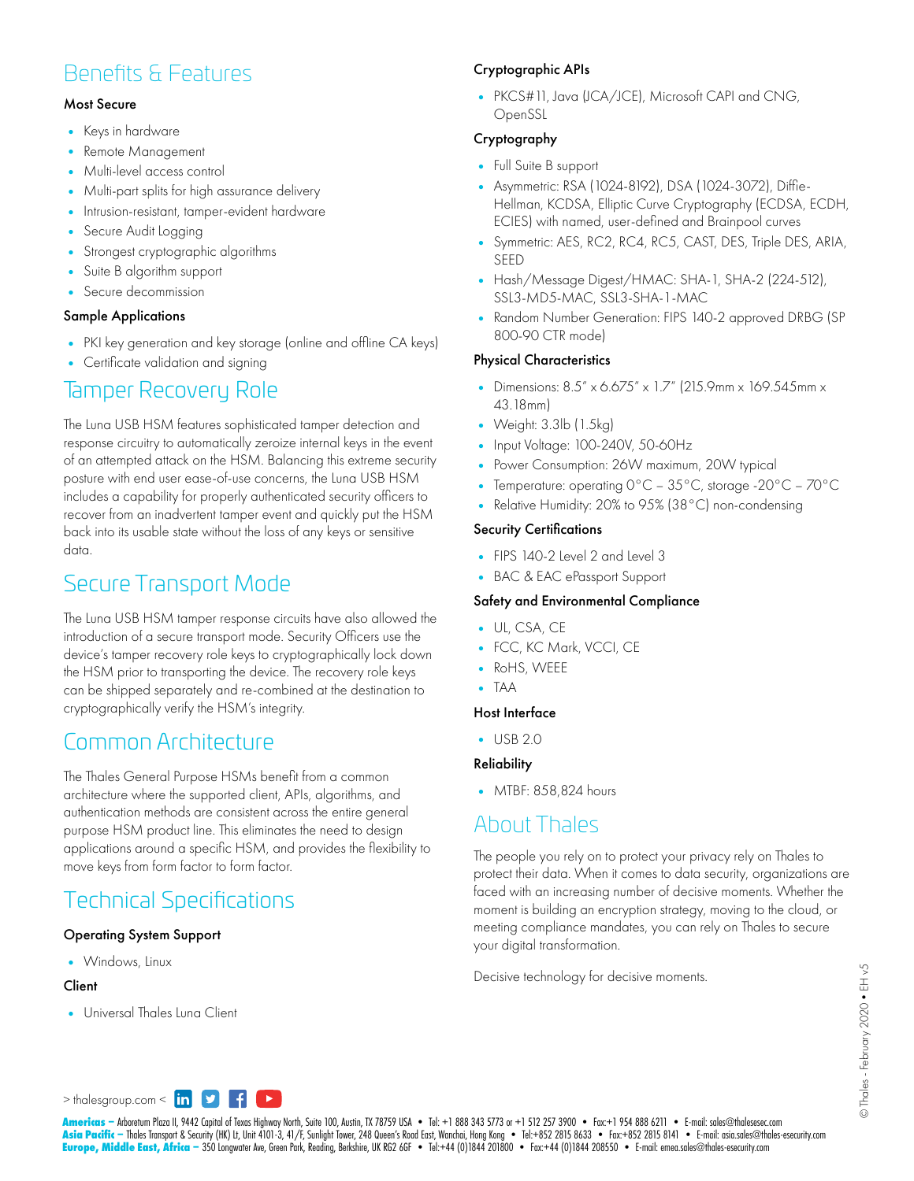## Benefits & Features

### Most Secure

- Keys in hardware
- Remote Management
- Multi-level access control
- Multi-part splits for high assurance delivery
- Intrusion-resistant, tamper-evident hardware
- Secure Audit Logging
- Strongest cryptographic algorithms
- Suite B algorithm support
- Secure decommission

### Sample Applications

- PKI key generation and key storage (online and offline CA keys)
- Certificate validation and signing

## Tamper Recovery Role

The Luna USB HSM features sophisticated tamper detection and response circuitry to automatically zeroize internal keys in the event of an attempted attack on the HSM. Balancing this extreme security posture with end user ease-of-use concerns, the Luna USB HSM includes a capability for properly authenticated security officers to recover from an inadvertent tamper event and quickly put the HSM back into its usable state without the loss of any keys or sensitive data.

## Secure Transport Mode

The Luna USB HSM tamper response circuits have also allowed the introduction of a secure transport mode. Security Officers use the device's tamper recovery role keys to cryptographically lock down the HSM prior to transporting the device. The recovery role keys can be shipped separately and re-combined at the destination to cryptographically verify the HSM's integrity.

## Common Architecture

The Thales General Purpose HSMs benefit from a common architecture where the supported client, APIs, algorithms, and authentication methods are consistent across the entire general purpose HSM product line. This eliminates the need to design applications around a specific HSM, and provides the flexibility to move keys from form factor to form factor.

## Technical Specifications

### Operating System Support

- Windows, Linux

### Client

- Universal Thales Luna Client

### Cryptographic APIs

- PKCS#11, Java (JCA/JCE), Microsoft CAPI and CNG, OpenSSL

### Cryptography

- Full Suite B support
- Asymmetric: RSA (1024-8192), DSA (1024-3072), Diffie-Hellman, KCDSA, Elliptic Curve Cryptography (ECDSA, ECDH, ECIES) with named, user-defined and Brainpool curves
- Symmetric: AES, RC2, RC4, RC5, CAST, DES, Triple DES, ARIA, SEED
- Hash/Message Digest/HMAC: SHA-1, SHA-2 (224-512), SSL3-MD5-MAC, SSL3-SHA-1-MAC
- Random Number Generation: FIPS 140-2 approved DRBG (SP 800-90 CTR mode)

### Physical Characteristics

- Dimensions: 8.5" x 6.675" x 1.7" (215.9mm x 169.545mm x 43.18mm)
- Weight: 3.3lb (1.5kg)
- Input Voltage: 100-240V, 50-60Hz
- Power Consumption: 26W maximum, 20W typical
- Temperature: operating 0°C – 35°C, storage -20°C – 70°C
- Relative Humidity: 20% to 95% (38°C) non-condensing

### Security Certifications

- FIPS 140-2 Level 2 and Level 3
- BAC & EAC ePassport Support

### Safety and Environmental Compliance

- UL, CSA, CE
- FCC, KC Mark, VCCI, CE
- RoHS, WEEE
- TAA

### Host Interface

- USB 2.0

### Reliability

- MTBF: 858,824 hours

## About Thales

The people you rely on to protect your privacy rely on Thales to protect their data. When it comes to data security, organizations are faced with an increasing number of decisive moments. Whether the moment is building an encryption strategy, moving to the cloud, or meeting compliance mandates, you can rely on Thales to secure your digital transformation.

Decisive technology for decisive moments.

> thalesgroup.com <

**Americas –** Arboretum Plaza II, 9442 Capital of Texas Highway North, Suite 100, Austin, TX 78759 USA • Tel: +1 888 343 5773 or +1 512 257 3900 • Fax:+1 954 888 6211 • E-mail: sales@thalesesec.com
**Asia Pacific –** Thales Transport & Security (HK) Lt, Unit 4101-3, 41/F, Sunlight Tower, 248 Queen's Road East, Wanchai, Hong Kong • Tel:+852 2815 8633 • Fax:+852 2815 8141 • E-mail: asia.sales@thales-esecurity.com
**Europe, Middle East, Africa –** 350 Longwater Ave, Green Park, Reading, Berkshire, UK RG2 6GF • Tel:+44 (0)1844 201800 • Fax:+44 (0)1844 208550 • E-mail: emea.sales@thales-esecurity.com

© Thales - February 2020 • EH v5